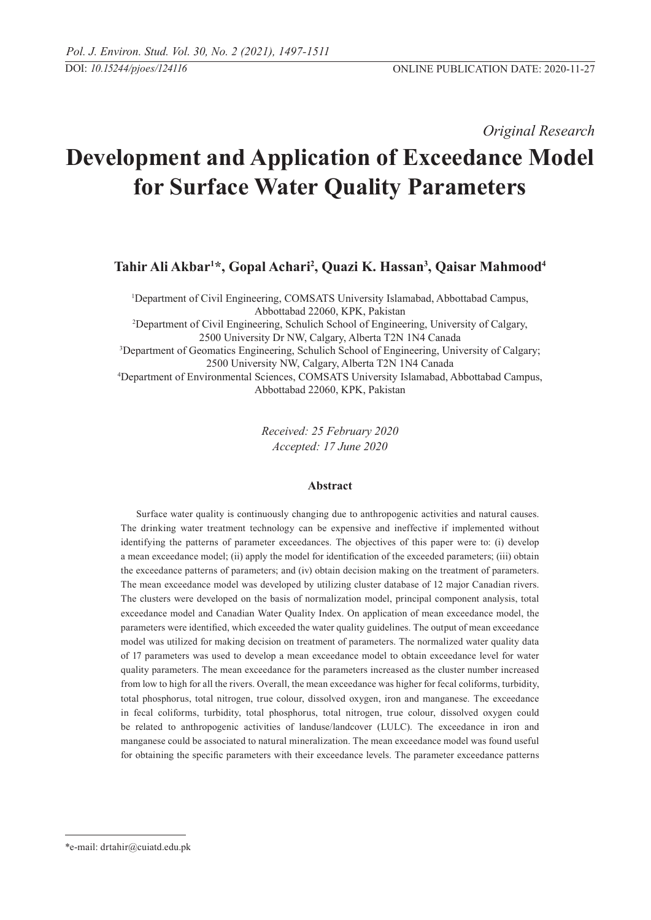*Original Research*

# Development and Application of Exceedance Model for Surface Water Quality Parameters

**Tahir Ali Akbar[1]*, Gopal Achari[2], Quazi K. Hassan[3], Qaisar Mahmood[4]**

[1]Department of Civil Engineering, COMSATS University Islamabad, Abbottabad Campus, Abbottabad 22060, KPK, Pakistan
[2]Department of Civil Engineering, Schulich School of Engineering, University of Calgary, 2500 University Dr NW, Calgary, Alberta T2N 1N4 Canada
[3]Department of Geomatics Engineering, Schulich School of Engineering, University of Calgary; 2500 University NW, Calgary, Alberta T2N 1N4 Canada
[4]Department of Environmental Sciences, COMSATS University Islamabad, Abbottabad Campus, Abbottabad 22060, KPK, Pakistan

*Received: 25 February 2020*
*Accepted: 17 June 2020*

## Abstract

Surface water quality is continuously changing due to anthropogenic activities and natural causes. The drinking water treatment technology can be expensive and ineffective if implemented without identifying the patterns of parameter exceedances. The objectives of this paper were to: (i) develop a mean exceedance model; (ii) apply the model for identification of the exceeded parameters; (iii) obtain the exceedance patterns of parameters; and (iv) obtain decision making on the treatment of parameters. The mean exceedance model was developed by utilizing cluster database of 12 major Canadian rivers. The clusters were developed on the basis of normalization model, principal component analysis, total exceedance model and Canadian Water Quality Index. On application of mean exceedance model, the parameters were identified, which exceeded the water quality guidelines. The output of mean exceedance model was utilized for making decision on treatment of parameters. The normalized water quality data of 17 parameters was used to develop a mean exceedance model to obtain exceedance level for water quality parameters. The mean exceedance for the parameters increased as the cluster number increased from low to high for all the rivers. Overall, the mean exceedance was higher for fecal coliforms, turbidity, total phosphorus, total nitrogen, true colour, dissolved oxygen, iron and manganese. The exceedance in fecal coliforms, turbidity, total phosphorus, total nitrogen, true colour, dissolved oxygen could be related to anthropogenic activities of landuse/landcover (LULC). The exceedance in iron and manganese could be associated to natural mineralization. The mean exceedance model was found useful for obtaining the specific parameters with their exceedance levels. The parameter exceedance patterns

*e-mail: drtahir@cuiatd.edu.pk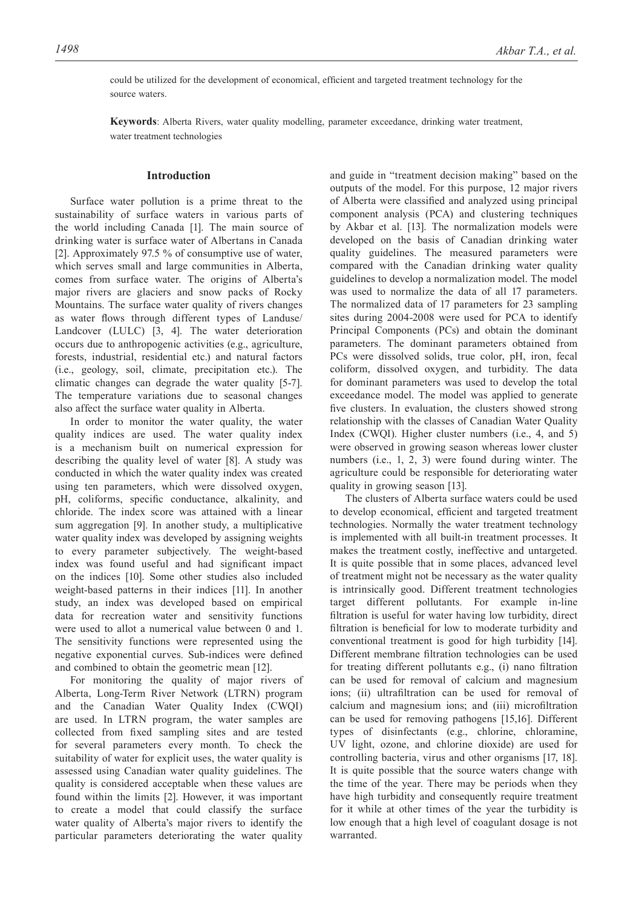could be utilized for the development of economical, efficient and targeted treatment technology for the source waters.

**Keywords**: Alberta Rivers, water quality modelling, parameter exceedance, drinking water treatment, water treatment technologies

## Introduction

Surface water pollution is a prime threat to the sustainability of surface waters in various parts of the world including Canada [1]. The main source of drinking water is surface water of Albertans in Canada [2]. Approximately 97.5 % of consumptive use of water, which serves small and large communities in Alberta, comes from surface water. The origins of Alberta's major rivers are glaciers and snow packs of Rocky Mountains. The surface water quality of rivers changes as water flows through different types of Landuse/Landcover (LULC) [3, 4]. The water deterioration occurs due to anthropogenic activities (e.g., agriculture, forests, industrial, residential etc.) and natural factors (i.e., geology, soil, climate, precipitation etc.). The climatic changes can degrade the water quality [5-7]. The temperature variations due to seasonal changes also affect the surface water quality in Alberta.

In order to monitor the water quality, the water quality indices are used. The water quality index is a mechanism built on numerical expression for describing the quality level of water [8]. A study was conducted in which the water quality index was created using ten parameters, which were dissolved oxygen, pH, coliforms, specific conductance, alkalinity, and chloride. The index score was attained with a linear sum aggregation [9]. In another study, a multiplicative water quality index was developed by assigning weights to every parameter subjectively. The weight-based index was found useful and had significant impact on the indices [10]. Some other studies also included weight-based patterns in their indices [11]. In another study, an index was developed based on empirical data for recreation water and sensitivity functions were used to allot a numerical value between 0 and 1. The sensitivity functions were represented using the negative exponential curves. Sub-indices were defined and combined to obtain the geometric mean [12].

For monitoring the quality of major rivers of Alberta, Long-Term River Network (LTRN) program and the Canadian Water Quality Index (CWQI) are used. In LTRN program, the water samples are collected from fixed sampling sites and are tested for several parameters every month. To check the suitability of water for explicit uses, the water quality is assessed using Canadian water quality guidelines. The quality is considered acceptable when these values are found within the limits [2]. However, it was important to create a model that could classify the surface water quality of Alberta's major rivers to identify the particular parameters deteriorating the water quality and guide in "treatment decision making" based on the outputs of the model. For this purpose, 12 major rivers of Alberta were classified and analyzed using principal component analysis (PCA) and clustering techniques by Akbar et al. [13]. The normalization models were developed on the basis of Canadian drinking water quality guidelines. The measured parameters were compared with the Canadian drinking water quality guidelines to develop a normalization model. The model was used to normalize the data of all 17 parameters. The normalized data of 17 parameters for 23 sampling sites during 2004-2008 were used for PCA to identify Principal Components (PCs) and obtain the dominant parameters. The dominant parameters obtained from PCs were dissolved solids, true color, pH, iron, fecal coliform, dissolved oxygen, and turbidity. The data for dominant parameters was used to develop the total exceedance model. The model was applied to generate five clusters. In evaluation, the clusters showed strong relationship with the classes of Canadian Water Quality Index (CWQI). Higher cluster numbers (i.e., 4, and 5) were observed in growing season whereas lower cluster numbers (i.e., 1, 2, 3) were found during winter. The agriculture could be responsible for deteriorating water quality in growing season [13].

The clusters of Alberta surface waters could be used to develop economical, efficient and targeted treatment technologies. Normally the water treatment technology is implemented with all built-in treatment processes. It makes the treatment costly, ineffective and untargeted. It is quite possible that in some places, advanced level of treatment might not be necessary as the water quality is intrinsically good. Different treatment technologies target different pollutants. For example in-line filtration is useful for water having low turbidity, direct filtration is beneficial for low to moderate turbidity and conventional treatment is good for high turbidity [14]. Different membrane filtration technologies can be used for treating different pollutants e.g., (i) nano filtration can be used for removal of calcium and magnesium ions; (ii) ultrafiltration can be used for removal of calcium and magnesium ions; and (iii) microfiltration can be used for removing pathogens [15,16]. Different types of disinfectants (e.g., chlorine, chloramine, UV light, ozone, and chlorine dioxide) are used for controlling bacteria, virus and other organisms [17, 18]. It is quite possible that the source waters change with the time of the year. There may be periods when they have high turbidity and consequently require treatment for it while at other times of the year the turbidity is low enough that a high level of coagulant dosage is not warranted.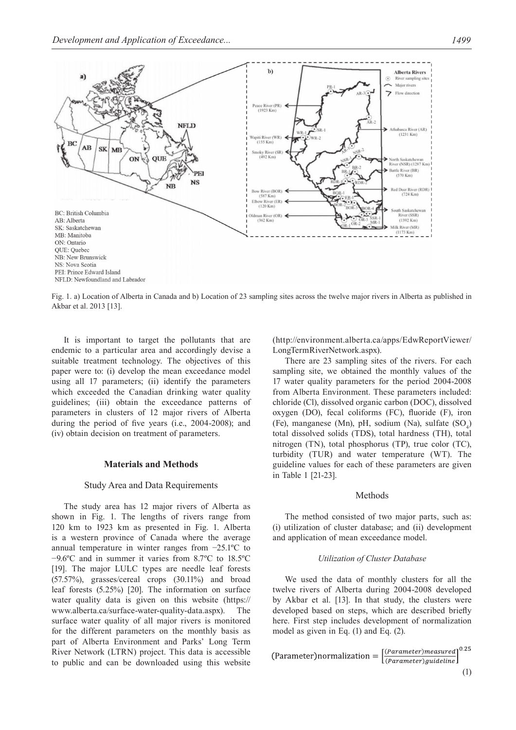Fig. 1. a) Location of Alberta in Canada and b) Location of 23 sampling sites across the twelve major rivers in Alberta as published in Akbar et al. 2013 [13].

It is important to target the pollutants that are endemic to a particular area and accordingly devise a suitable treatment technology. The objectives of this paper were to: (i) develop the mean exceedance model using all 17 parameters; (ii) identify the parameters which exceeded the Canadian drinking water quality guidelines; (iii) obtain the exceedance patterns of parameters in clusters of 12 major rivers of Alberta during the period of five years (i.e., 2004-2008); and (iv) obtain decision on treatment of parameters.

## Materials and Methods

### Study Area and Data Requirements

The study area has 12 major rivers of Alberta as shown in Fig. 1. The lengths of rivers range from 120 km to 1923 km as presented in Fig. 1. Alberta is a western province of Canada where the average annual temperature in winter ranges from −25.1ºC to −9.6ºC and in summer it varies from 8.7ºC to 18.5ºC [19]. The major LULC types are needle leaf forests (57.57%), grasses/cereal crops (30.11%) and broad leaf forests (5.25%) [20]. The information on surface water quality data is given on this website (https://www.alberta.ca/surface-water-quality-data.aspx). The surface water quality of all major rivers is monitored for the different parameters on the monthly basis as part of Alberta Environment and Parks' Long Term River Network (LTRN) project. This data is accessible to public and can be downloaded using this website (http://environment.alberta.ca/apps/EdwReportViewer/LongTermRiverNetwork.aspx).

There are 23 sampling sites of the rivers. For each sampling site, we obtained the monthly values of the 17 water quality parameters for the period 2004-2008 from Alberta Environment. These parameters included: chloride (Cl), dissolved organic carbon (DOC), dissolved oxygen (DO), fecal coliforms (FC), fluoride (F), iron (Fe), manganese (Mn), pH, sodium (Na), sulfate ($SO_4$) total dissolved solids (TDS), total hardness (TH), total nitrogen (TN), total phosphorus (TP), true color (TC), turbidity (TUR) and water temperature (WT). The guideline values for each of these parameters are given in Table 1 [21-23].

### Methods

The method consisted of two major parts, such as: (i) utilization of cluster database; and (ii) development and application of mean exceedance model.

#### *Utilization of Cluster Database*

We used the data of monthly clusters for all the twelve rivers of Alberta during 2004-2008 developed by Akbar et al. [13]. In that study, the clusters were developed based on steps, which are described briefly here. First step includes development of normalization model as given in Eq. (1) and Eq. (2).

$$\text{(Parameter)normalization} = \left[\frac{(Parameter)measured}{(Parameter)guideline}\right]^{0.25} \quad (1)$$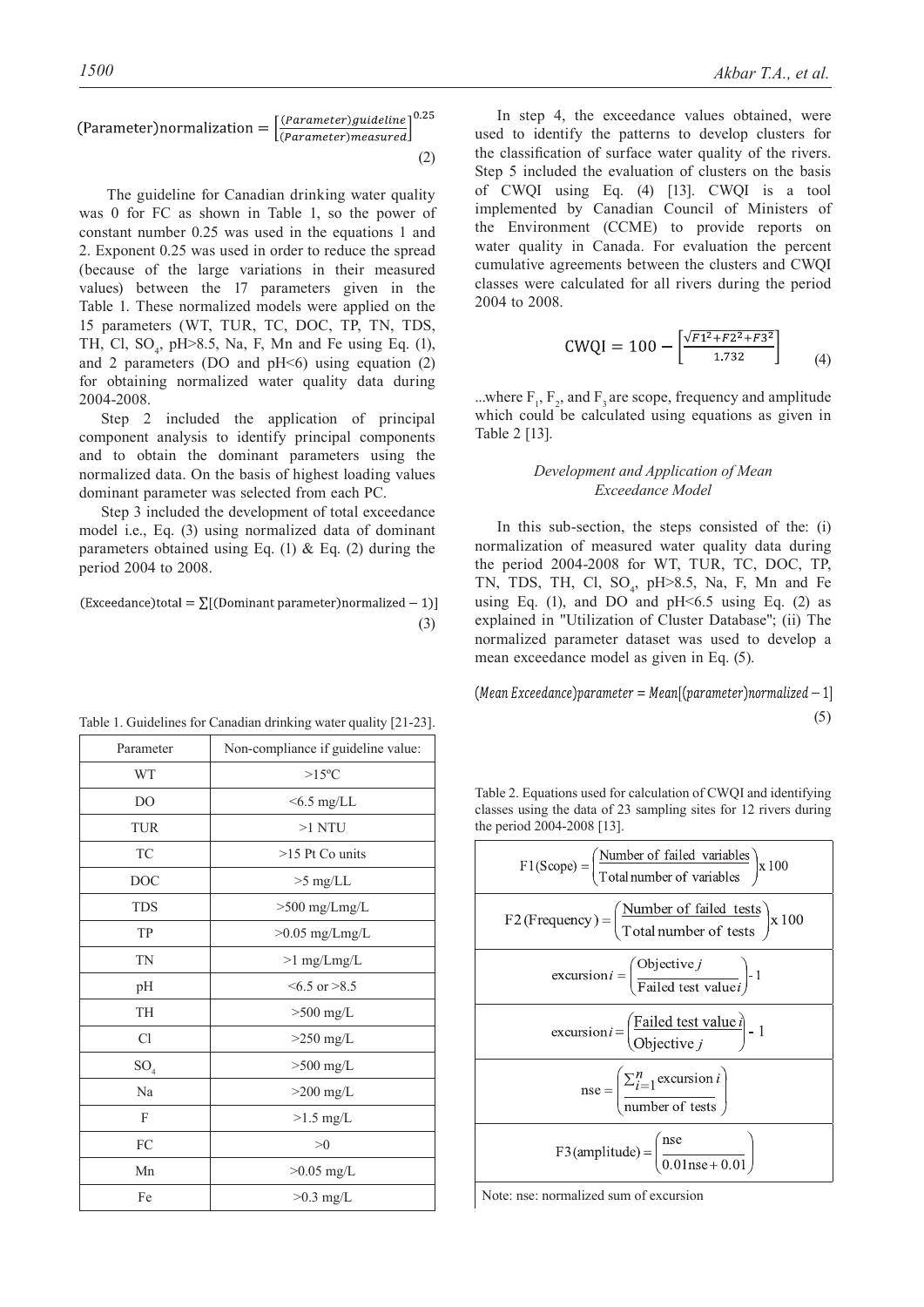$$(\text{Parameter})\text{normalization} = \left[\frac{(\textit{Parameter})\textit{guideline}}{(\textit{Parameter})\textit{measured}}\right]^{0.25} \tag{2}$$

The guideline for Canadian drinking water quality was 0 for FC as shown in Table 1, so the power of constant number 0.25 was used in the equations 1 and 2. Exponent 0.25 was used in order to reduce the spread (because of the large variations in their measured values) between the 17 parameters given in the Table 1. These normalized models were applied on the 15 parameters (WT, TUR, TC, DOC, TP, TN, TDS, TH, Cl, $SO_4$, pH>8.5, Na, F, Mn and Fe using Eq. (1), and 2 parameters (DO and pH<6) using equation (2) for obtaining normalized water quality data during 2004-2008.

Step 2 included the application of principal component analysis to identify principal components and to obtain the dominant parameters using the normalized data. On the basis of highest loading values dominant parameter was selected from each PC.

Step 3 included the development of total exceedance model i.e., Eq. (3) using normalized data of dominant parameters obtained using Eq. (1) & Eq. (2) during the period 2004 to 2008.

$$(\text{Exceedance})\text{total} = \sum[(\text{Dominant parameter})\text{normalized} - 1)] \tag{3}$$

Table 1. Guidelines for Canadian drinking water quality [21-23].

| Parameter | Non-compliance if guideline value: |
|---|---|
| WT | >15ºC |
| DO | <6.5 mg/LL |
| TUR | >1 NTU |
| TC | >15 Pt Co units |
| DOC | >5 mg/LL |
| TDS | >500 mg/Lmg/L |
| TP | >0.05 mg/Lmg/L |
| TN | >1 mg/Lmg/L |
| pH | <6.5 or >8.5 |
| TH | >500 mg/L |
| Cl | >250 mg/L |
| $SO_4$ | >500 mg/L |
| Na | >200 mg/L |
| F | >1.5 mg/L |
| FC | >0 |
| Mn | >0.05 mg/L |
| Fe | >0.3 mg/L |

In step 4, the exceedance values obtained, were used to identify the patterns to develop clusters for the classification of surface water quality of the rivers. Step 5 included the evaluation of clusters on the basis of CWQI using Eq. (4) [13]. CWQI is a tool implemented by Canadian Council of Ministers of the Environment (CCME) to provide reports on water quality in Canada. For evaluation the percent cumulative agreements between the clusters and CWQI classes were calculated for all rivers during the period 2004 to 2008.

$$\text{CWQI} = 100 - \left[\frac{\sqrt{F1^2 + F2^2 + F3^2}}{1.732}\right] \tag{4}$$

...where $F_1$, $F_2$, and $F_3$ are scope, frequency and amplitude which could be calculated using equations as given in Table 2 [13].

*Development and Application of Mean Exceedance Model*

In this sub-section, the steps consisted of the: (i) normalization of measured water quality data during the period 2004-2008 for WT, TUR, TC, DOC, TP, TN, TDS, TH, Cl, $SO_4$, pH>8.5, Na, F, Mn and Fe using Eq. (1), and DO and pH<6.5 using Eq. (2) as explained in "Utilization of Cluster Database"; (ii) The normalized parameter dataset was used to develop a mean exceedance model as given in Eq. (5).

$$(\textit{Mean Exceedance})\textit{parameter} = \textit{Mean}[(\textit{parameter})\textit{normalized} - 1] \tag{5}$$

Table 2. Equations used for calculation of CWQI and identifying classes using the data of 23 sampling sites for 12 rivers during the period 2004-2008 [13].

| |
|---|
| $\text{F1(Scope)} = \left(\frac{\text{Number of failed variables}}{\text{Total number of variables}}\right) \text{x } 100$ |
| $\text{F2 (Frequency)} = \left(\frac{\text{Number of failed tests}}{\text{Total number of tests}}\right) \text{x } 100$ |
| $\text{excursion}\, i = \left(\frac{\text{Objective}\, j}{\text{Failed test value}\, i}\right) - 1$ |
| $\text{excursion}\, i = \left(\frac{\text{Failed test value}\, i}{\text{Objective}\, j}\right) - 1$ |
| $\text{nse} = \left(\frac{\sum_{i=1}^{n} \text{excursion}\, i}{\text{number of tests}}\right)$ |
| $\text{F3(amplitude)} = \left(\frac{\text{nse}}{0.01\text{nse} + 0.01}\right)$ |
| Note: nse: normalized sum of excursion |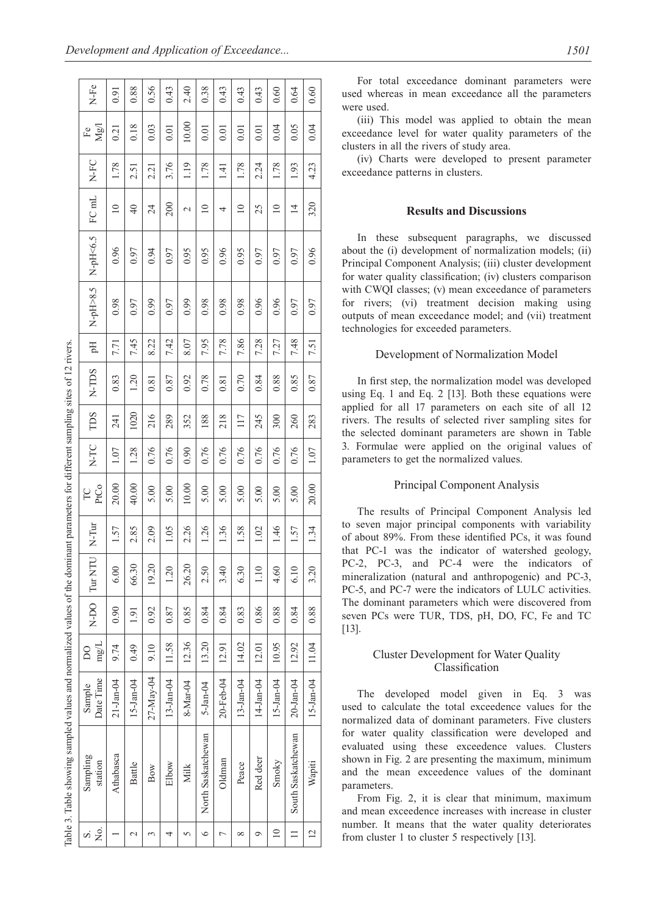Table 3. Table showing sampled values and normalized values of the dominant parameters for different sampling sites of 12 rivers.

| S. No. | Sampling station | Sample Date Time | DO mg/L | N-DO | Tur NTU | N-Tur | TC PtCo | N-TC | TDS | N-TDS | pH | N-pH>8.5 | N-pH<6.5 | FC mL | N-FC | Fe Mg/l | N-Fe |
|---|---|---|---|---|---|---|---|---|---|---|---|---|---|---|---|---|---|
| 1 | Athabasca | 21-Jan-04 | 9.74 | 0.90 | 6.00 | 1.57 | 20.00 | 1.07 | 241 | 0.83 | 7.71 | 0.98 | 0.96 | 10 | 1.78 | 0.21 | 0.91 |
| 2 | Battle | 15-Jan-04 | 0.49 | 1.91 | 66.30 | 2.85 | 40.00 | 1.28 | 1020 | 1.20 | 7.45 | 0.97 | 0.97 | 40 | 2.51 | 0.18 | 0.88 |
| 3 | Bow | 27-May-04 | 9.10 | 0.92 | 19.20 | 2.09 | 5.00 | 0.76 | 216 | 0.81 | 8.22 | 0.99 | 0.94 | 24 | 2.21 | 0.03 | 0.56 |
| 4 | Elbow | 13-Jan-04 | 11.58 | 0.87 | 1.20 | 1.05 | 5.00 | 0.76 | 289 | 0.87 | 7.42 | 0.97 | 0.97 | 200 | 3.76 | 0.01 | 0.43 |
| 5 | Milk | 8-Mar-04 | 12.36 | 0.85 | 26.20 | 2.26 | 10.00 | 0.90 | 352 | 0.92 | 8.07 | 0.99 | 0.95 | 2 | 1.19 | 10.00 | 2.40 |
| 6 | North Saskatchewan | 5-Jan-04 | 13.20 | 0.84 | 2.50 | 1.26 | 5.00 | 0.76 | 188 | 0.78 | 7.95 | 0.98 | 0.95 | 10 | 1.78 | 0.01 | 0.38 |
| 7 | Oldman | 20-Feb-04 | 12.91 | 0.84 | 3.40 | 1.36 | 5.00 | 0.76 | 218 | 0.81 | 7.78 | 0.98 | 0.96 | 4 | 1.41 | 0.01 | 0.43 |
| 8 | Peace | 13-Jan-04 | 14.02 | 0.83 | 6.30 | 1.58 | 5.00 | 0.76 | 117 | 0.70 | 7.86 | 0.98 | 0.95 | 10 | 1.78 | 0.01 | 0.43 |
| 9 | Red deer | 14-Jan-04 | 12.01 | 0.86 | 1.10 | 1.02 | 5.00 | 0.76 | 245 | 0.84 | 7.28 | 0.96 | 0.97 | 25 | 2.24 | 0.01 | 0.43 |
| 10 | Smoky | 15-Jan-04 | 10.95 | 0.88 | 4.60 | 1.46 | 5.00 | 0.76 | 300 | 0.88 | 7.27 | 0.96 | 0.97 | 10 | 1.78 | 0.04 | 0.60 |
| 11 | South Saskatchewan | 20-Jan-04 | 12.92 | 0.84 | 6.10 | 1.57 | 5.00 | 0.76 | 260 | 0.85 | 7.48 | 0.97 | 0.97 | 14 | 1.93 | 0.05 | 0.64 |
| 12 | Wapiti | 15-Jan-04 | 11.04 | 0.88 | 3.20 | 1.34 | 20.00 | 1.07 | 283 | 0.87 | 7.51 | 0.97 | 0.96 | 320 | 4.23 | 0.04 | 0.60 |

For total exceedance dominant parameters were used whereas in mean exceedance all the parameters were used.

(iii) This model was applied to obtain the mean exceedance level for water quality parameters of the clusters in all the rivers of study area.

(iv) Charts were developed to present parameter exceedance patterns in clusters.

## Results and Discussions

In these subsequent paragraphs, we discussed about the (i) development of normalization models; (ii) Principal Component Analysis; (iii) cluster development for water quality classification; (iv) clusters comparison with CWQI classes; (v) mean exceedance of parameters for rivers; (vi) treatment decision making using outputs of mean exceedance model; and (vii) treatment technologies for exceeded parameters.

### Development of Normalization Model

In first step, the normalization model was developed using Eq. 1 and Eq. 2 [13]. Both these equations were applied for all 17 parameters on each site of all 12 rivers. The results of selected river sampling sites for the selected dominant parameters are shown in Table 3. Formulae were applied on the original values of parameters to get the normalized values.

### Principal Component Analysis

The results of Principal Component Analysis led to seven major principal components with variability of about 89%. From these identified PCs, it was found that PC-1 was the indicator of watershed geology, PC-2, PC-3, and PC-4 were the indicators of mineralization (natural and anthropogenic) and PC-3, PC-5, and PC-7 were the indicators of LULC activities. The dominant parameters which were discovered from seven PCs were TUR, TDS, pH, DO, FC, Fe and TC [13].

### Cluster Development for Water Quality Classification

The developed model given in Eq. 3 was used to calculate the total exceedence values for the normalized data of dominant parameters. Five clusters for water quality classification were developed and evaluated using these exceedence values. Clusters shown in Fig. 2 are presenting the maximum, minimum and the mean exceedence values of the dominant parameters.

From Fig. 2, it is clear that minimum, maximum and mean exceedence increases with increase in cluster number. It means that the water quality deteriorates from cluster 1 to cluster 5 respectively [13].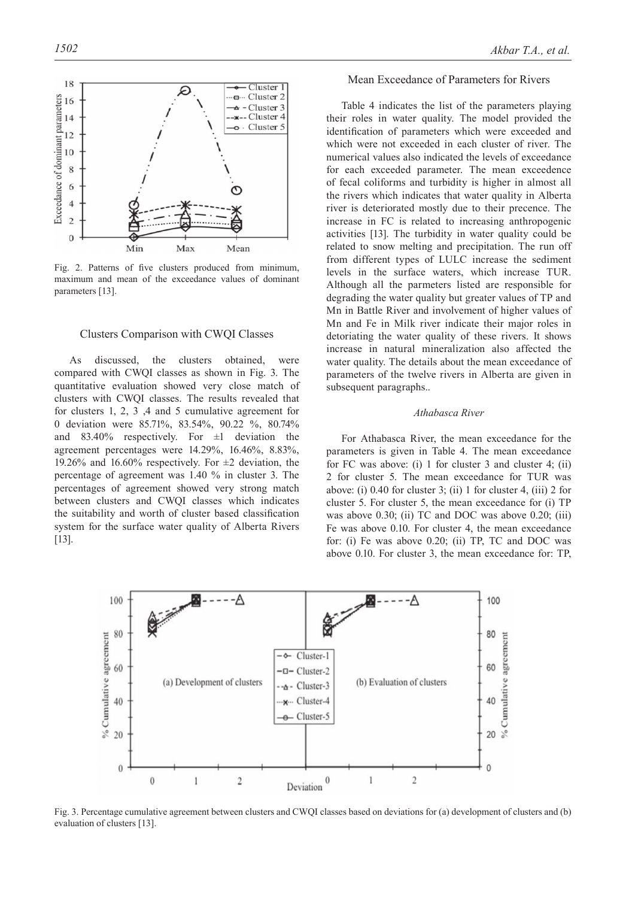Fig. 2. Patterns of five clusters produced from minimum, maximum and mean of the exceedance values of dominant parameters [13].

### Clusters Comparison with CWQI Classes

As discussed, the clusters obtained, were compared with CWQI classes as shown in Fig. 3. The quantitative evaluation showed very close match of clusters with CWQI classes. The results revealed that for clusters 1, 2, 3 ,4 and 5 cumulative agreement for 0 deviation were 85.71%, 83.54%, 90.22 %, 80.74% and 83.40% respectively. For ±1 deviation the agreement percentages were 14.29%, 16.46%, 8.83%, 19.26% and 16.60% respectively. For ±2 deviation, the percentage of agreement was 1.40 % in cluster 3. The percentages of agreement showed very strong match between clusters and CWQI classes which indicates the suitability and worth of cluster based classification system for the surface water quality of Alberta Rivers [13].

### Mean Exceedance of Parameters for Rivers

Table 4 indicates the list of the parameters playing their roles in water quality. The model provided the identification of parameters which were exceeded and which were not exceeded in each cluster of river. The numerical values also indicated the levels of exceedance for each exceeded parameter. The mean exceedence of fecal coliforms and turbidity is higher in almost all the rivers which indicates that water quality in Alberta river is deteriorated mostly due to their precence. The increase in FC is related to increasing anthropogenic activities [13]. The turbidity in water quality could be related to snow melting and precipitation. The run off from different types of LULC increase the sediment levels in the surface waters, which increase TUR. Although all the parmeters listed are responsible for degrading the water quality but greater values of TP and Mn in Battle River and involvement of higher values of Mn and Fe in Milk river indicate their major roles in detoriating the water quality of these rivers. It shows increase in natural mineralization also affected the water quality. The details about the mean exceedance of parameters of the twelve rivers in Alberta are given in subsequent paragraphs..

#### *Athabasca River*

For Athabasca River, the mean exceedance for the parameters is given in Table 4. The mean exceedance for FC was above: (i) 1 for cluster 3 and cluster 4; (ii) 2 for cluster 5. The mean exceedance for TUR was above: (i) 0.40 for cluster 3; (ii) 1 for cluster 4, (iii) 2 for cluster 5. For cluster 5, the mean exceedance for (i) TP was above 0.30; (ii) TC and DOC was above 0.20; (iii) Fe was above 0.10. For cluster 4, the mean exceedance for: (i) Fe was above 0.20; (ii) TP, TC and DOC was above 0.10. For cluster 3, the mean exceedance for: TP,

Fig. 3. Percentage cumulative agreement between clusters and CWQI classes based on deviations for (a) development of clusters and (b) evaluation of clusters [13].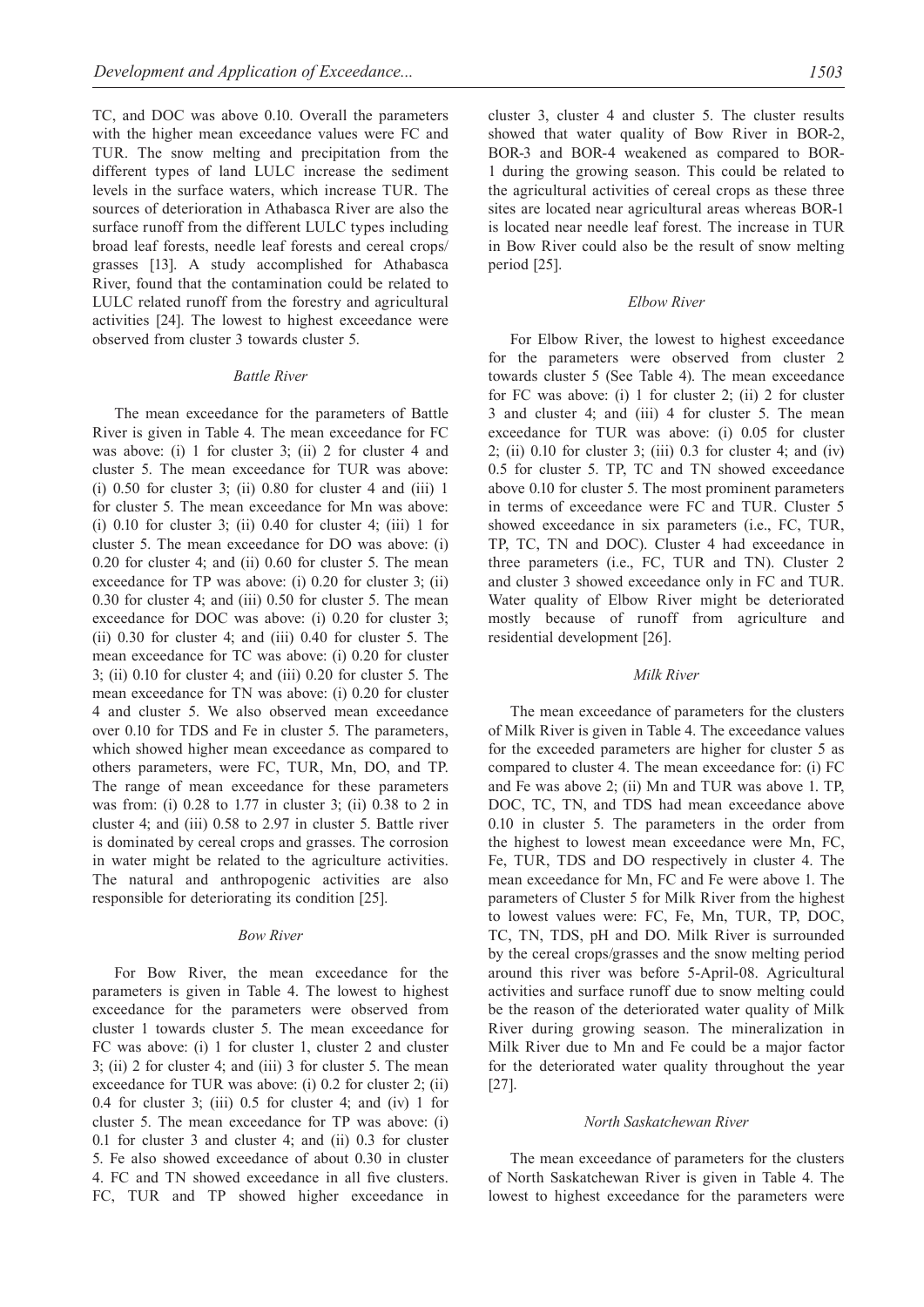TC, and DOC was above 0.10. Overall the parameters with the higher mean exceedance values were FC and TUR. The snow melting and precipitation from the different types of land LULC increase the sediment levels in the surface waters, which increase TUR. The sources of deterioration in Athabasca River are also the surface runoff from the different LULC types including broad leaf forests, needle leaf forests and cereal crops/grasses [13]. A study accomplished for Athabasca River, found that the contamination could be related to LULC related runoff from the forestry and agricultural activities [24]. The lowest to highest exceedance were observed from cluster 3 towards cluster 5.

### *Battle River*

The mean exceedance for the parameters of Battle River is given in Table 4. The mean exceedance for FC was above: (i) 1 for cluster 3; (ii) 2 for cluster 4 and cluster 5. The mean exceedance for TUR was above: (i) 0.50 for cluster 3; (ii) 0.80 for cluster 4 and (iii) 1 for cluster 5. The mean exceedance for Mn was above: (i) 0.10 for cluster 3; (ii) 0.40 for cluster 4; (iii) 1 for cluster 5. The mean exceedance for DO was above: (i) 0.20 for cluster 4; and (ii) 0.60 for cluster 5. The mean exceedance for TP was above: (i) 0.20 for cluster 3; (ii) 0.30 for cluster 4; and (iii) 0.50 for cluster 5. The mean exceedance for DOC was above: (i) 0.20 for cluster 3; (ii) 0.30 for cluster 4; and (iii) 0.40 for cluster 5. The mean exceedance for TC was above: (i) 0.20 for cluster 3; (ii) 0.10 for cluster 4; and (iii) 0.20 for cluster 5. The mean exceedance for TN was above: (i) 0.20 for cluster 4 and cluster 5. We also observed mean exceedance over 0.10 for TDS and Fe in cluster 5. The parameters, which showed higher mean exceedance as compared to others parameters, were FC, TUR, Mn, DO, and TP. The range of mean exceedance for these parameters was from: (i) 0.28 to 1.77 in cluster 3; (ii) 0.38 to 2 in cluster 4; and (iii) 0.58 to 2.97 in cluster 5. Battle river is dominated by cereal crops and grasses. The corrosion in water might be related to the agriculture activities. The natural and anthropogenic activities are also responsible for deteriorating its condition [25].

### *Bow River*

For Bow River, the mean exceedance for the parameters is given in Table 4. The lowest to highest exceedance for the parameters were observed from cluster 1 towards cluster 5. The mean exceedance for FC was above: (i) 1 for cluster 1, cluster 2 and cluster 3; (ii) 2 for cluster 4; and (iii) 3 for cluster 5. The mean exceedance for TUR was above: (i) 0.2 for cluster 2; (ii) 0.4 for cluster 3; (iii) 0.5 for cluster 4; and (iv) 1 for cluster 5. The mean exceedance for TP was above: (i) 0.1 for cluster 3 and cluster 4; and (ii) 0.3 for cluster 5. Fe also showed exceedance of about 0.30 in cluster 4. FC and TN showed exceedance in all five clusters. FC, TUR and TP showed higher exceedance in cluster 3, cluster 4 and cluster 5. The cluster results showed that water quality of Bow River in BOR-2, BOR-3 and BOR-4 weakened as compared to BOR-1 during the growing season. This could be related to the agricultural activities of cereal crops as these three sites are located near agricultural areas whereas BOR-1 is located near needle leaf forest. The increase in TUR in Bow River could also be the result of snow melting period [25].

### *Elbow River*

For Elbow River, the lowest to highest exceedance for the parameters were observed from cluster 2 towards cluster 5 (See Table 4). The mean exceedance for FC was above: (i) 1 for cluster 2; (ii) 2 for cluster 3 and cluster 4; and (iii) 4 for cluster 5. The mean exceedance for TUR was above: (i) 0.05 for cluster 2; (ii) 0.10 for cluster 3; (iii) 0.3 for cluster 4; and (iv) 0.5 for cluster 5. TP, TC and TN showed exceedance above 0.10 for cluster 5. The most prominent parameters in terms of exceedance were FC and TUR. Cluster 5 showed exceedance in six parameters (i.e., FC, TUR, TP, TC, TN and DOC). Cluster 4 had exceedance in three parameters (i.e., FC, TUR and TN). Cluster 2 and cluster 3 showed exceedance only in FC and TUR. Water quality of Elbow River might be deteriorated mostly because of runoff from agriculture and residential development [26].

### *Milk River*

The mean exceedance of parameters for the clusters of Milk River is given in Table 4. The exceedance values for the exceeded parameters are higher for cluster 5 as compared to cluster 4. The mean exceedance for: (i) FC and Fe was above 2; (ii) Mn and TUR was above 1. TP, DOC, TC, TN, and TDS had mean exceedance above 0.10 in cluster 5. The parameters in the order from the highest to lowest mean exceedance were Mn, FC, Fe, TUR, TDS and DO respectively in cluster 4. The mean exceedance for Mn, FC and Fe were above 1. The parameters of Cluster 5 for Milk River from the highest to lowest values were: FC, Fe, Mn, TUR, TP, DOC, TC, TN, TDS, pH and DO. Milk River is surrounded by the cereal crops/grasses and the snow melting period around this river was before 5-April-08. Agricultural activities and surface runoff due to snow melting could be the reason of the deteriorated water quality of Milk River during growing season. The mineralization in Milk River due to Mn and Fe could be a major factor for the deteriorated water quality throughout the year [27].

### *North Saskatchewan River*

The mean exceedance of parameters for the clusters of North Saskatchewan River is given in Table 4. The lowest to highest exceedance for the parameters were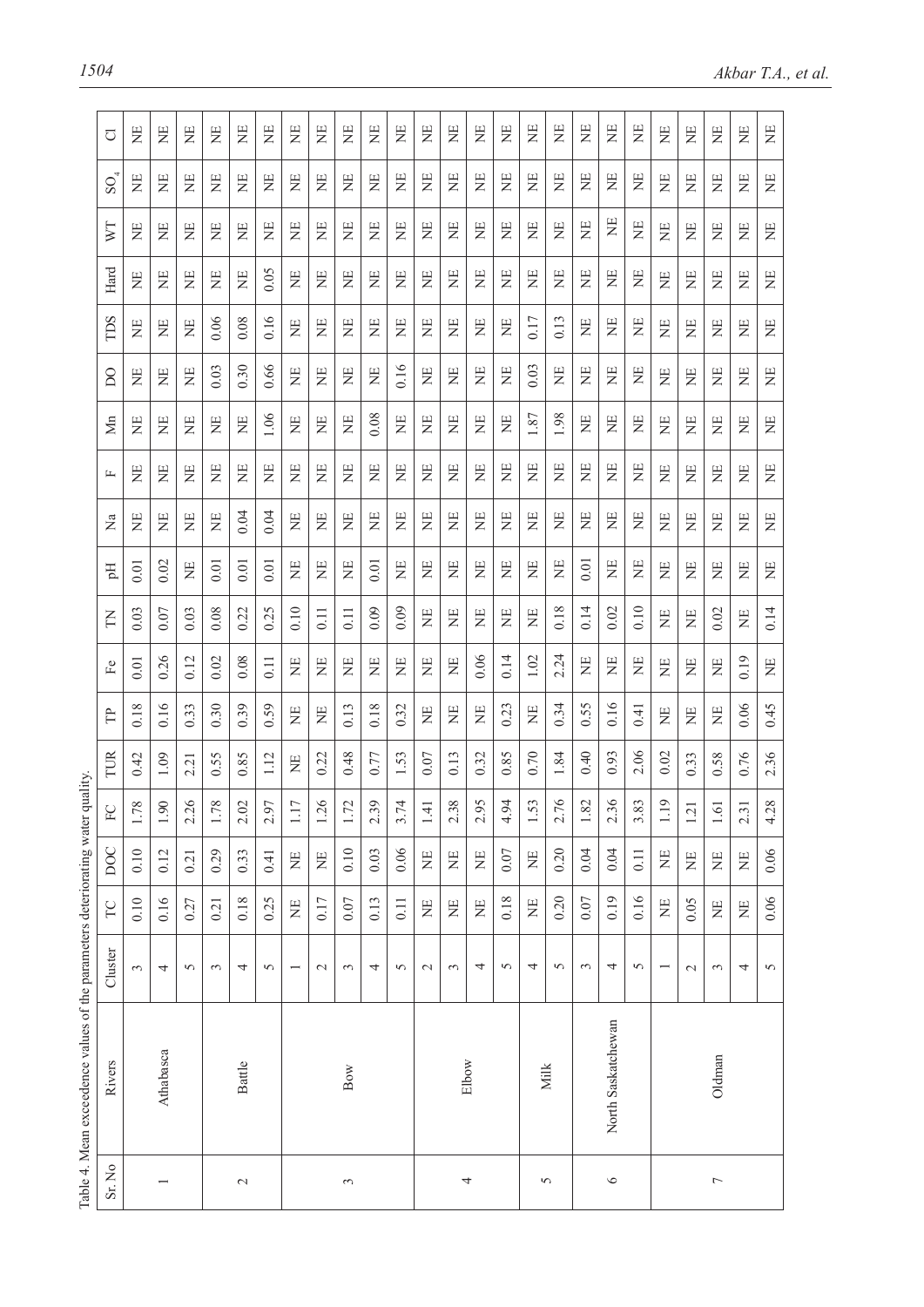Table 4. Mean exceedence values of the parameters deteriorating water quality.

| Sr. No | Rivers | Cluster | TC | DOC | FC | TUR | TP | Fe | TN | pH | Na | F | Mn | DO | TDS | Hard | WT | $SO_4$ | Cl |
|---|---|---|---|---|---|---|---|---|---|---|---|---|---|---|---|---|---|---|---|
| 1 | Athabasca | 3 | 0.10 | 0.10 | 1.78 | 0.42 | 0.18 | 0.01 | 0.03 | 0.01 | NE | NE | NE | NE | NE | NE | NE | NE | NE |
| | | 4 | 0.16 | 0.12 | 1.90 | 1.09 | 0.16 | 0.26 | 0.07 | 0.02 | NE | NE | NE | NE | NE | NE | NE | NE | NE |
| | | 5 | 0.27 | 0.21 | 2.26 | 2.21 | 0.33 | 0.12 | 0.03 | NE | NE | NE | NE | NE | NE | NE | NE | NE | NE |
| 2 | Battle | 3 | 0.21 | 0.29 | 1.78 | 0.55 | 0.30 | 0.02 | 0.08 | 0.01 | NE | NE | NE | 0.03 | 0.06 | NE | NE | NE | NE |
| | | 4 | 0.18 | 0.33 | 2.02 | 0.85 | 0.39 | 0.08 | 0.22 | 0.01 | 0.04 | NE | NE | 0.30 | 0.08 | NE | NE | NE | NE |
| | | 5 | 0.25 | 0.41 | 2.97 | 1.12 | 0.59 | 0.11 | 0.25 | 0.01 | 0.04 | NE | 1.06 | 0.66 | 0.16 | 0.05 | NE | NE | NE |
| 3 | Bow | 1 | NE | NE | 1.17 | NE | NE | NE | 0.10 | NE | NE | NE | NE | NE | NE | NE | NE | NE | NE |
| | | 2 | 0.17 | NE | 1.26 | 0.22 | NE | NE | 0.11 | NE | NE | NE | NE | NE | NE | NE | NE | NE | NE |
| | | 3 | 0.07 | 0.10 | 1.72 | 0.48 | 0.13 | NE | 0.11 | NE | NE | NE | NE | NE | NE | NE | NE | NE | NE |
| | | 4 | 0.13 | 0.03 | 2.39 | 0.77 | 0.18 | NE | 0.09 | 0.01 | NE | NE | 0.08 | NE | NE | NE | NE | NE | NE |
| | | 5 | 0.11 | 0.06 | 3.74 | 1.53 | 0.32 | NE | 0.09 | NE | NE | NE | NE | 0.16 | NE | NE | NE | NE | NE |
| 4 | Elbow | 2 | NE | NE | 1.41 | 0.07 | NE | NE | NE | NE | NE | NE | NE | NE | NE | NE | NE | NE | NE |
| | | 3 | NE | NE | 2.38 | 0.13 | NE | NE | NE | NE | NE | NE | NE | NE | NE | NE | NE | NE | NE |
| | | 4 | NE | NE | 2.95 | 0.32 | NE | 0.06 | NE | NE | NE | NE | NE | NE | NE | NE | NE | NE | NE |
| | | 5 | 0.18 | 0.07 | 4.94 | 0.85 | 0.23 | 0.14 | NE | NE | NE | NE | NE | NE | NE | NE | NE | NE | NE |
| 5 | Milk | 4 | NE | NE | 1.53 | 0.70 | NE | 1.02 | NE | NE | NE | NE | 1.87 | 0.03 | 0.17 | NE | NE | NE | NE |
| | | 5 | 0.20 | 0.20 | 2.76 | 1.84 | 0.34 | 2.24 | 0.18 | NE | NE | NE | 1.98 | NE | 0.13 | NE | NE | NE | NE |
| 6 | North Saskatchewan | 3 | 0.07 | 0.04 | 1.82 | 0.40 | 0.55 | NE | 0.14 | 0.01 | NE | NE | NE | NE | NE | NE | NE | NE | NE |
| | | 4 | 0.19 | 0.04 | 2.36 | 0.93 | 0.16 | NE | 0.02 | NE | NE | NE | NE | NE | NE | NE | NE | NE | NE |
| | | 5 | 0.16 | 0.11 | 3.83 | 2.06 | 0.41 | NE | 0.10 | NE | NE | NE | NE | NE | NE | NE | NE | NE | NE |
| 7 | Oldman | 1 | NE | NE | 1.19 | 0.02 | NE | NE | NE | NE | NE | NE | NE | NE | NE | NE | NE | NE | NE |
| | | 2 | 0.05 | NE | 1.21 | 0.33 | NE | NE | NE | NE | NE | NE | NE | NE | NE | NE | NE | NE | NE |
| | | 3 | NE | NE | 1.61 | 0.58 | NE | NE | 0.02 | NE | NE | NE | NE | NE | NE | NE | NE | NE | NE |
| | | 4 | NE | NE | 2.31 | 0.76 | 0.06 | 0.19 | NE | NE | NE | NE | NE | NE | NE | NE | NE | NE | NE |
| | | 5 | 0.06 | 0.06 | 4.28 | 2.36 | 0.45 | NE | 0.14 | NE | NE | NE | NE | NE | NE | NE | NE | NE | NE |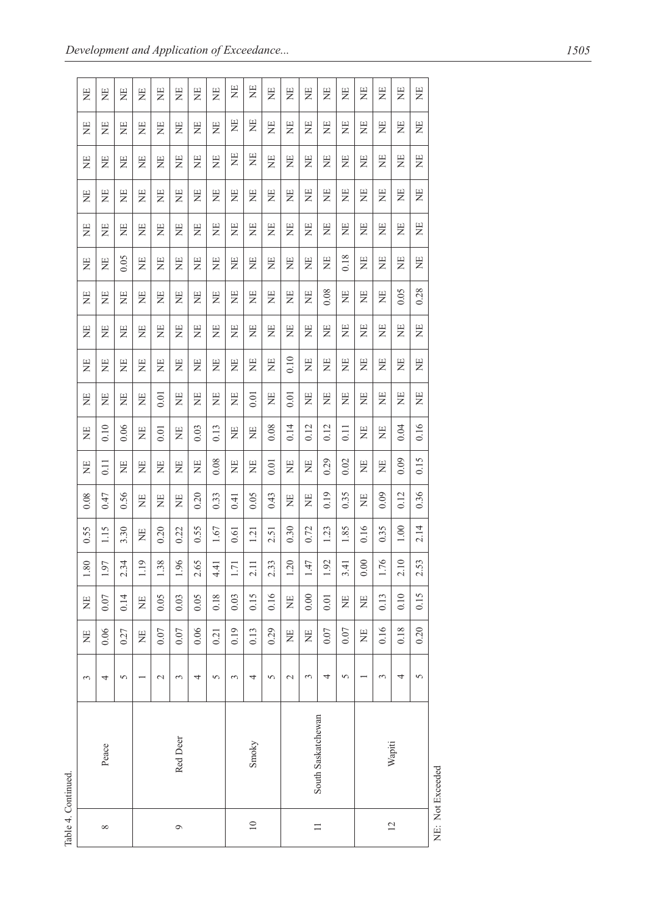Table 4. Continued.

| | | | | | | | | | | | | | | | | | | | | |
|---|---|---|---|---|---|---|---|---|---|---|---|---|---|---|---|---|---|---|---|---|
| 8 | Peace | 3 | NE | NE | 1.80 | 0.55 | 0.08 | NE | NE | NE | NE | NE | NE | NE | NE | NE | NE | NE | NE | NE |
| | | 4 | 0.06 | 0.07 | 1.97 | 1.15 | 0.47 | 0.11 | 0.10 | NE | NE | NE | NE | NE | NE | NE | NE | NE | NE | NE |
| | | 5 | 0.27 | 0.14 | 2.34 | 3.30 | 0.56 | NE | 0.06 | NE | NE | NE | NE | 0.05 | NE | NE | NE | NE | NE | NE |
| 9 | Red Deer | 1 | NE | NE | 1.19 | NE | NE | NE | NE | NE | NE | NE | NE | NE | NE | NE | NE | NE | NE | NE |
| | | 2 | 0.07 | 0.05 | 1.38 | 0.20 | NE | NE | 0.01 | 0.01 | NE | NE | NE | NE | NE | NE | NE | NE | NE | NE |
| | | 3 | 0.07 | 0.03 | 1.96 | 0.22 | NE | NE | NE | NE | NE | NE | NE | NE | NE | NE | NE | NE | NE | NE |
| | | 4 | 0.06 | 0.05 | 2.65 | 0.55 | 0.20 | NE | 0.03 | NE | NE | NE | NE | NE | NE | NE | NE | NE | NE | NE |
| | | 5 | 0.21 | 0.18 | 4.41 | 1.67 | 0.33 | 0.08 | 0.13 | NE | NE | NE | NE | NE | NE | NE | NE | NE | NE | NE |
| 10 | Smoky | 3 | 0.19 | 0.03 | 1.71 | 0.61 | 0.41 | NE | NE | NE | NE | NE | NE | NE | NE | NE | NE | NE | NE | NE |
| | | 4 | 0.13 | 0.15 | 2.11 | 1.21 | 0.05 | NE | NE | 0.01 | NE | NE | NE | NE | NE | NE | NE | NE | NE | NE |
| | | 5 | 0.29 | 0.16 | 2.33 | 2.51 | 0.43 | 0.01 | 0.08 | NE | NE | NE | NE | NE | NE | NE | NE | NE | NE | NE |
| 11 | South Saskatchewan | 2 | NE | NE | 1.20 | 0.30 | NE | NE | 0.14 | 0.01 | 0.10 | NE | NE | NE | NE | NE | NE | NE | NE | NE |
| | | 3 | NE | 0.00 | 1.47 | 0.72 | NE | NE | 0.12 | NE | NE | NE | NE | NE | NE | NE | NE | NE | NE | NE |
| | | 4 | 0.07 | 0.01 | 1.92 | 1.23 | 0.19 | 0.29 | 0.12 | NE | NE | NE | 0.08 | NE | NE | NE | NE | NE | NE | NE |
| | | 5 | 0.07 | NE | 3.41 | 1.85 | 0.35 | 0.02 | 0.11 | NE | NE | NE | NE | 0.18 | NE | NE | NE | NE | NE | NE |
| 12 | Wapiti | 1 | NE | NE | 0.00 | 0.16 | NE | NE | NE | NE | NE | NE | NE | NE | NE | NE | NE | NE | NE | NE |
| | | 3 | 0.16 | 0.13 | 1.76 | 0.35 | 0.09 | NE | NE | NE | NE | NE | NE | NE | NE | NE | NE | NE | NE | NE |
| | | 4 | 0.18 | 0.10 | 2.10 | 1.00 | 0.12 | 0.09 | 0.04 | NE | NE | NE | 0.05 | NE | NE | NE | NE | NE | NE | NE |
| | | 5 | 0.20 | 0.15 | 2.53 | 2.14 | 0.36 | 0.15 | 0.16 | NE | NE | NE | 0.28 | NE | NE | NE | NE | NE | NE | NE |

NE: Not Exceeded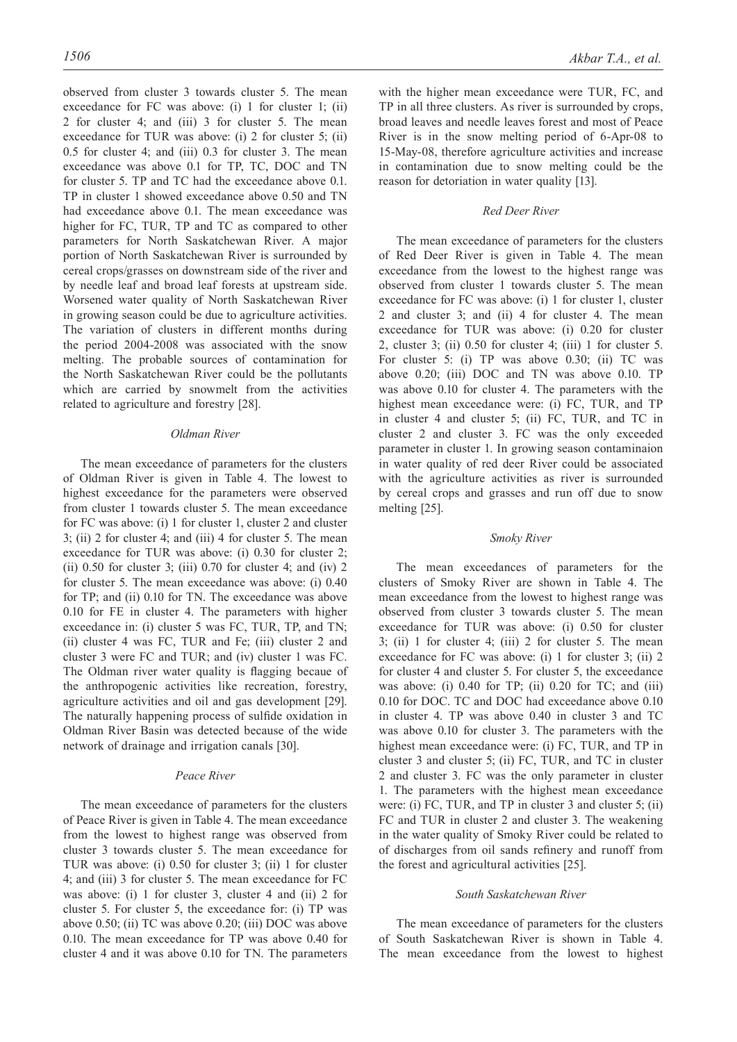observed from cluster 3 towards cluster 5. The mean exceedance for FC was above: (i) 1 for cluster 1; (ii) 2 for cluster 4; and (iii) 3 for cluster 5. The mean exceedance for TUR was above: (i) 2 for cluster 5; (ii) 0.5 for cluster 4; and (iii) 0.3 for cluster 3. The mean exceedance was above 0.1 for TP, TC, DOC and TN for cluster 5. TP and TC had the exceedance above 0.1. TP in cluster 1 showed exceedance above 0.50 and TN had exceedance above 0.1. The mean exceedance was higher for FC, TUR, TP and TC as compared to other parameters for North Saskatchewan River. A major portion of North Saskatchewan River is surrounded by cereal crops/grasses on downstream side of the river and by needle leaf and broad leaf forests at upstream side. Worsened water quality of North Saskatchewan River in growing season could be due to agriculture activities. The variation of clusters in different months during the period 2004-2008 was associated with the snow melting. The probable sources of contamination for the North Saskatchewan River could be the pollutants which are carried by snowmelt from the activities related to agriculture and forestry [28].

### *Oldman River*

The mean exceedance of parameters for the clusters of Oldman River is given in Table 4. The lowest to highest exceedance for the parameters were observed from cluster 1 towards cluster 5. The mean exceedance for FC was above: (i) 1 for cluster 1, cluster 2 and cluster 3; (ii) 2 for cluster 4; and (iii) 4 for cluster 5. The mean exceedance for TUR was above: (i) 0.30 for cluster 2; (ii) 0.50 for cluster 3; (iii) 0.70 for cluster 4; and (iv) 2 for cluster 5. The mean exceedance was above: (i) 0.40 for TP; and (ii) 0.10 for TN. The exceedance was above 0.10 for FE in cluster 4. The parameters with higher exceedance in: (i) cluster 5 was FC, TUR, TP, and TN; (ii) cluster 4 was FC, TUR and Fe; (iii) cluster 2 and cluster 3 were FC and TUR; and (iv) cluster 1 was FC. The Oldman river water quality is flagging becaue of the anthropogenic activities like recreation, forestry, agriculture activities and oil and gas development [29]. The naturally happening process of sulfide oxidation in Oldman River Basin was detected because of the wide network of drainage and irrigation canals [30].

### *Peace River*

The mean exceedance of parameters for the clusters of Peace River is given in Table 4. The mean exceedance from the lowest to highest range was observed from cluster 3 towards cluster 5. The mean exceedance for TUR was above: (i) 0.50 for cluster 3; (ii) 1 for cluster 4; and (iii) 3 for cluster 5. The mean exceedance for FC was above: (i) 1 for cluster 3, cluster 4 and (ii) 2 for cluster 5. For cluster 5, the exceedance for: (i) TP was above 0.50; (ii) TC was above 0.20; (iii) DOC was above 0.10. The mean exceedance for TP was above 0.40 for cluster 4 and it was above 0.10 for TN. The parameters with the higher mean exceedance were TUR, FC, and TP in all three clusters. As river is surrounded by crops, broad leaves and needle leaves forest and most of Peace River is in the snow melting period of 6-Apr-08 to 15-May-08, therefore agriculture activities and increase in contamination due to snow melting could be the reason for detoriation in water quality [13].

### *Red Deer River*

The mean exceedance of parameters for the clusters of Red Deer River is given in Table 4. The mean exceedance from the lowest to the highest range was observed from cluster 1 towards cluster 5. The mean exceedance for FC was above: (i) 1 for cluster 1, cluster 2 and cluster 3; and (ii) 4 for cluster 4. The mean exceedance for TUR was above: (i) 0.20 for cluster 2, cluster 3; (ii) 0.50 for cluster 4; (iii) 1 for cluster 5. For cluster 5: (i) TP was above 0.30; (ii) TC was above 0.20; (iii) DOC and TN was above 0.10. TP was above 0.10 for cluster 4. The parameters with the highest mean exceedance were: (i) FC, TUR, and TP in cluster 4 and cluster 5; (ii) FC, TUR, and TC in cluster 2 and cluster 3. FC was the only exceeded parameter in cluster 1. In growing season contaminaion in water quality of red deer River could be associated with the agriculture activities as river is surrounded by cereal crops and grasses and run off due to snow melting [25].

### *Smoky River*

The mean exceedances of parameters for the clusters of Smoky River are shown in Table 4. The mean exceedance from the lowest to highest range was observed from cluster 3 towards cluster 5. The mean exceedance for TUR was above: (i) 0.50 for cluster 3; (ii) 1 for cluster 4; (iii) 2 for cluster 5. The mean exceedance for FC was above: (i) 1 for cluster 3; (ii) 2 for cluster 4 and cluster 5. For cluster 5, the exceedance was above: (i) 0.40 for TP; (ii) 0.20 for TC; and (iii) 0.10 for DOC. TC and DOC had exceedance above 0.10 in cluster 4. TP was above 0.40 in cluster 3 and TC was above 0.10 for cluster 3. The parameters with the highest mean exceedance were: (i) FC, TUR, and TP in cluster 3 and cluster 5; (ii) FC, TUR, and TC in cluster 2 and cluster 3. FC was the only parameter in cluster 1. The parameters with the highest mean exceedance were: (i) FC, TUR, and TP in cluster 3 and cluster 5; (ii) FC and TUR in cluster 2 and cluster 3. The weakening in the water quality of Smoky River could be related to of discharges from oil sands refinery and runoff from the forest and agricultural activities [25].

### *South Saskatchewan River*

The mean exceedance of parameters for the clusters of South Saskatchewan River is shown in Table 4. The mean exceedance from the lowest to highest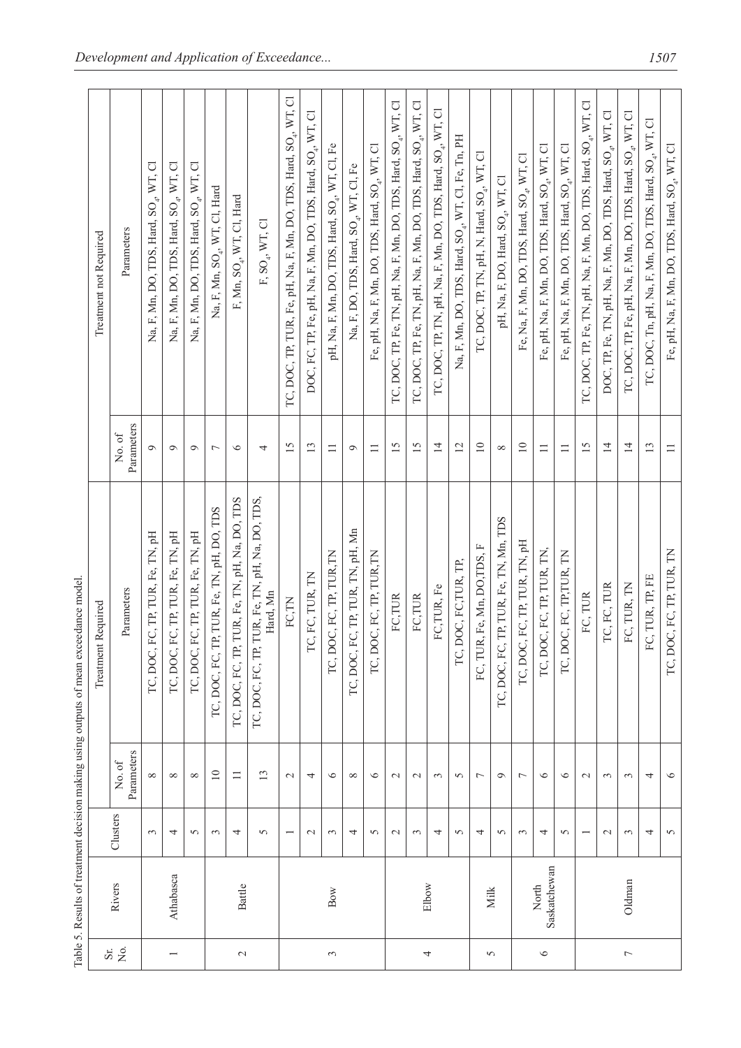Table 5. Results of treatment decision making using outputs of mean exceedance model.

| Sr. No. | Rivers | Clusters | Treatment Required | | Treatment not Required | |
|---|---|---|---|---|---|---|
| | | | No. of Parameters | Parameters | No. of Parameters | Parameters |
| 1 | Athabasca | 3 | 8 | TC, DOC, FC, TP, TUR, Fe, TN, pH | 9 | Na, F, Mn, DO, TDS, Hard, $SO_4$, WT, Cl |
| | | 4 | 8 | TC, DOC, FC, TP, TUR, Fe, TN, pH | 9 | Na, F, Mn, DO, TDS, Hard, $SO_4$, WT, Cl |
| | | 5 | 8 | TC, DOC, FC, TP, TUR, Fe, TN, pH | 9 | Na, F, Mn, DO, TDS, Hard, $SO_4$, WT, Cl |
| 2 | Battle | 3 | 10 | TC, DOC, FC, TP, TUR, Fe, TN, pH, DO, TDS | 7 | Na, F, Mn, $SO_4$, WT, Cl, Hard |
| | | 4 | 11 | TC, DOC, FC, TP, TUR, Fe, TN, pH, Na, DO, TDS | 6 | F, Mn, $SO_4$, WT, Cl, Hard |
| | | 5 | 13 | TC, DOC, FC, TP, TUR, Fe, TN, pH, Na, DO, TDS, Hard, Mn | 4 | F, $SO_4$, WT, Cl |
| 3 | Bow | 1 | 2 | FC,TN | 15 | TC, DOC, TP, TUR, Fe, pH, Na, F, Mn, DO, TDS, Hard, $SO_4$, WT, Cl |
| | | 2 | 4 | TC, FC, TUR, TN | 13 | DOC, FC, TP, Fe, pH, Na, F, Mn, DO, TDS, Hard, $SO_4$, WT, Cl |
| | | 3 | 6 | TC, DOC, FC, TP, TUR,TN | 11 | pH, Na, F, Mn, DO, TDS, Hard, $SO_4$, WT, Cl, Fe |
| | | 4 | 8 | TC, DOC, FC, TP, TUR, TN, pH, Mn | 9 | Na, F, DO, TDS, Hard, $SO_4$, WT, Cl, Fe |
| | | 5 | 6 | TC, DOC, FC, TP, TUR,TN | 11 | Fe, pH, Na, F, Mn, DO, TDS, Hard, $SO_4$, WT, Cl |
| 4 | Elbow | 2 | 2 | FC,TUR | 15 | TC, DOC, TP, Fe, TN, pH, Na, F, Mn, DO, TDS, Hard, $SO_4$, WT, Cl |
| | | 3 | 2 | FC,TUR | 15 | TC, DOC, TP, Fe, TN, pH, Na, F, Mn, DO, TDS, Hard, $SO_4$, WT, Cl |
| | | 4 | 3 | FC,TUR, Fe | 14 | TC, DOC, TP, TN, pH, Na, F, Mn, DO, TDS, Hard, $SO_4$, WT, Cl |
| | | 5 | 5 | TC, DOC, FC,TUR, TP, | 12 | Na, F, Mn, DO, TDS, Hard, $SO_4$, WT, Cl, Fe, Tn, PH |
| 5 | Milk | 4 | 7 | FC, TUR, Fe, Mn, DO,TDS, F | 10 | TC, DOC, TP, TN, pH, N, Hard, $SO_4$, WT, Cl |
| | | 5 | 9 | TC, DOC, FC, TP, TUR, Fe, TN, Mn, TDS | 8 | pH, Na, F, DO, Hard, $SO_4$, WT, Cl |
| 6 | North Saskatchewan | 3 | 7 | TC, DOC, FC, TP, TUR, TN, pH | 10 | Fe, Na, F, Mn, DO, TDS, Hard, $SO_4$, WT, Cl |
| | | 4 | 6 | TC, DOC, FC, TP, TUR, TN, | 11 | Fe, pH, Na, F, Mn, DO, TDS, Hard, $SO_4$, WT, Cl |
| | | 5 | 6 | TC, DOC, FC, TP,TUR, TN | 11 | Fe, pH, Na, F, Mn, DO, TDS, Hard, $SO_4$, WT, Cl |
| 7 | Oldman | 1 | 2 | FC, TUR | 15 | TC, DOC, TP, Fe, TN, pH, Na, F, Mn, DO, TDS, Hard, $SO_4$, WT, Cl |
| | | 2 | 3 | TC, FC, TUR | 14 | DOC, TP, Fe, TN, pH, Na, F, Mn, DO, TDS, Hard, $SO_4$, WT, Cl |
| | | 3 | 3 | FC, TUR, TN | 14 | TC, DOC, TP, Fe, pH, Na, F, Mn, DO, TDS, Hard, $SO_4$, WT, Cl |
| | | 4 | 4 | FC, TUR, TP, FE | 13 | TC, DOC, Tn, pH, Na, F, Mn, DO, TDS, Hard, $SO_4$, WT, Cl |
| | | 5 | 6 | TC, DOC, FC, TP, TUR, TN | 11 | Fe, pH, Na, F, Mn, DO, TDS, Hard, $SO_4$, WT, Cl |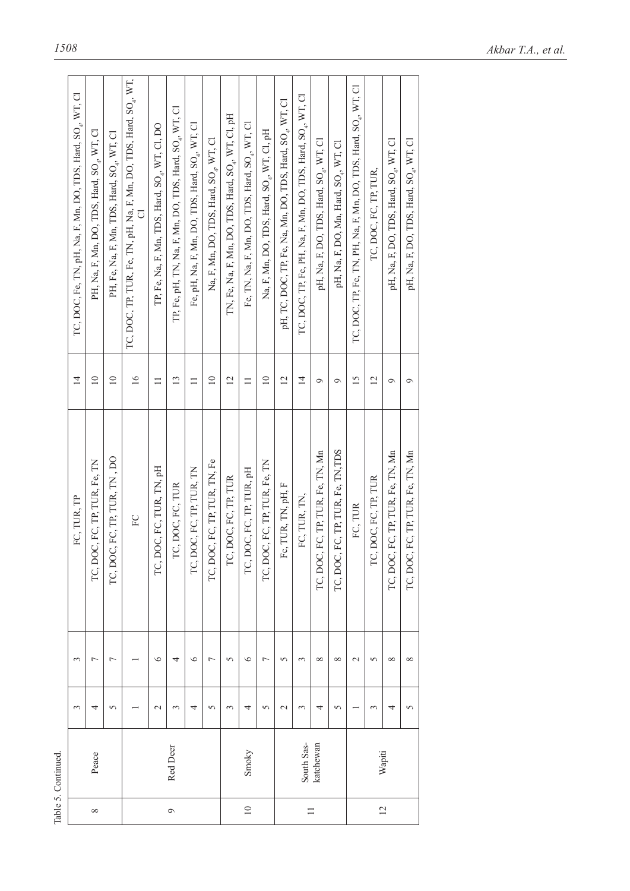Table 5. Continued.

| | | | | | | |
|---|---|---|---|---|---|---|
| 8 | Peace | 3 | 3 | FC, TUR, TP | 14 | TC, DOC, Fe, TN, pH, Na, F, Mn, DO, TDS, Hard, $SO_4$, WT, Cl |
| | | 4 | 7 | TC, DOC, FC, TP, TUR, Fe, TN | 10 | PH, Na, F, Mn, DO, TDS, Hard, $SO_4$, WT, Cl |
| | | 5 | 7 | TC, DOC, FC, TP, TUR, TN , DO | 10 | PH, Fe, Na, F, Mn, TDS, Hard, $SO_4$, WT, Cl |
| 9 | Red Deer | 1 | 1 | FC | 16 | TC, DOC, TP, TUR, Fe, TN, pH, Na, F, Mn, DO, TDS, Hard, $SO_4$, WT, Cl |
| | | 2 | 6 | TC, DOC, FC, TUR, TN, pH | 11 | TP, Fe, Na, F, Mn, TDS, Hard, $SO_4$, WT, Cl, DO |
| | | 3 | 4 | TC, DOC, FC, TUR | 13 | TP, Fe, pH, TN, Na, F, Mn, DO, TDS, Hard, $SO_4$, WT, Cl |
| | | 4 | 6 | TC, DOC, FC, TP, TUR, TN | 11 | Fe, pH, Na, F, Mn, DO, TDS, Hard, $SO_4$, WT, Cl |
| | | 5 | 7 | TC, DOC, FC, TP, TUR, TN, Fe | 10 | Na, F, Mn, DO, TDS, Hard, $SO_4$, WT, Cl |
| 10 | Smoky | 3 | 5 | TC, DOC, FC, TP, TUR | 12 | TN, Fe, Na, F, Mn, DO, TDS, Hard, $SO_4$, WT, Cl, pH |
| | | 4 | 6 | TC, DOC, FC, TP, TUR, pH | 11 | Fe, TN, Na, F, Mn, DO, TDS, Hard, $SO_4$, WT, Cl |
| | | 5 | 7 | TC, DOC, FC, TP, TUR, Fe, TN | 10 | Na, F, Mn, DO, TDS, Hard, $SO_4$, WT, Cl, pH |
| 11 | South Saskatchewan | 2 | 5 | Fc, TUR, TN, pH, F | 12 | pH, TC, DOC, TP, Fe, Na, Mn, DO, TDS, Hard, $SO_4$, WT, Cl |
| | | 3 | 3 | FC, TUR, TN, | 14 | TC, DOC, TP, Fe, PH, Na, F, Mn, DO, TDS, Hard, $SO_4$, WT, Cl |
| | | 4 | 8 | TC, DOC, FC, TP, TUR, Fe, TN, Mn | 9 | pH, Na, F, DO, TDS, Hard, $SO_4$, WT, Cl |
| | | 5 | 8 | TC, DOC, FC, TP, TUR, Fe, TN,TDS | 9 | pH, Na, F, DO, Mn, Hard, $SO_4$, WT, Cl |
| 12 | Wapiti | 1 | 2 | FC, TUR | 15 | TC, DOC, TP, Fe, TN, PH, Na, F, Mn, DO, TDS, Hard, $SO_4$, WT, Cl |
| | | 3 | 5 | TC, DOC, FC, TP, TUR | 12 | TC, DOC, FC, TP, TUR, |
| | | 4 | 8 | TC, DOC, FC, TP, TUR, Fe, TN, Mn | 9 | pH, Na, F, DO TDS, Hard, $SO_4$, WT, Cl |
| | | 5 | 8 | TC, DOC, FC, TP, TUR, Fe, TN, Mn | 9 | pH, Na, F, DO, TDS, Hard, $SO_4$, WT, Cl |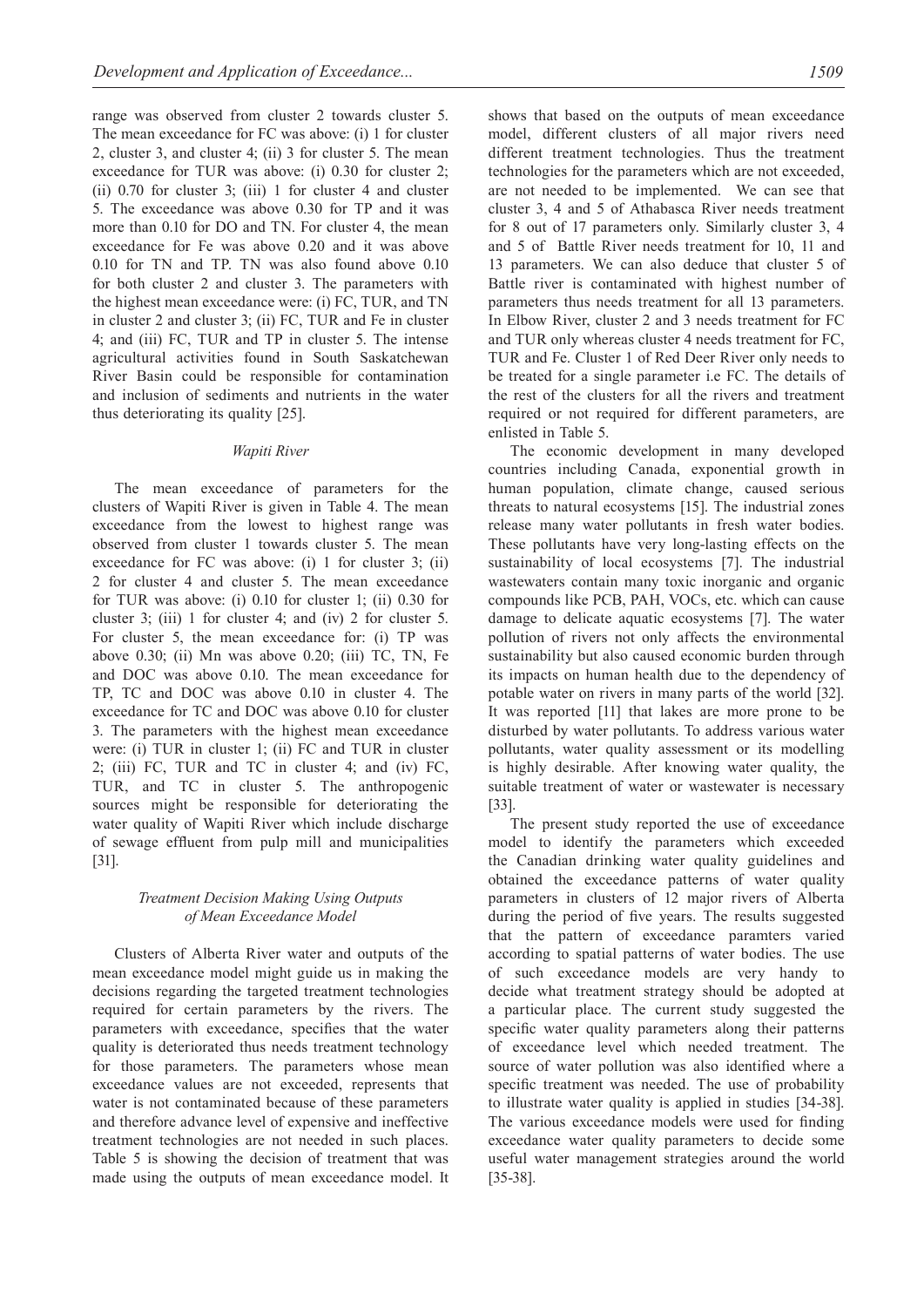range was observed from cluster 2 towards cluster 5. The mean exceedance for FC was above: (i) 1 for cluster 2, cluster 3, and cluster 4; (ii) 3 for cluster 5. The mean exceedance for TUR was above: (i) 0.30 for cluster 2; (ii) 0.70 for cluster 3; (iii) 1 for cluster 4 and cluster 5. The exceedance was above 0.30 for TP and it was more than 0.10 for DO and TN. For cluster 4, the mean exceedance for Fe was above 0.20 and it was above 0.10 for TN and TP. TN was also found above 0.10 for both cluster 2 and cluster 3. The parameters with the highest mean exceedance were: (i) FC, TUR, and TN in cluster 2 and cluster 3; (ii) FC, TUR and Fe in cluster 4; and (iii) FC, TUR and TP in cluster 5. The intense agricultural activities found in South Saskatchewan River Basin could be responsible for contamination and inclusion of sediments and nutrients in the water thus deteriorating its quality [25].

### *Wapiti River*

The mean exceedance of parameters for the clusters of Wapiti River is given in Table 4. The mean exceedance from the lowest to highest range was observed from cluster 1 towards cluster 5. The mean exceedance for FC was above: (i) 1 for cluster 3; (ii) 2 for cluster 4 and cluster 5. The mean exceedance for TUR was above: (i) 0.10 for cluster 1; (ii) 0.30 for cluster 3; (iii) 1 for cluster 4; and (iv) 2 for cluster 5. For cluster 5, the mean exceedance for: (i) TP was above 0.30; (ii) Mn was above 0.20; (iii) TC, TN, Fe and DOC was above 0.10. The mean exceedance for TP, TC and DOC was above 0.10 in cluster 4. The exceedance for TC and DOC was above 0.10 for cluster 3. The parameters with the highest mean exceedance were: (i) TUR in cluster 1; (ii) FC and TUR in cluster 2; (iii) FC, TUR and TC in cluster 4; and (iv) FC, TUR, and TC in cluster 5. The anthropogenic sources might be responsible for deteriorating the water quality of Wapiti River which include discharge of sewage effluent from pulp mill and municipalities [31].

### *Treatment Decision Making Using Outputs of Mean Exceedance Model*

Clusters of Alberta River water and outputs of the mean exceedance model might guide us in making the decisions regarding the targeted treatment technologies required for certain parameters by the rivers. The parameters with exceedance, specifies that the water quality is deteriorated thus needs treatment technology for those parameters. The parameters whose mean exceedance values are not exceeded, represents that water is not contaminated because of these parameters and therefore advance level of expensive and ineffective treatment technologies are not needed in such places. Table 5 is showing the decision of treatment that was made using the outputs of mean exceedance model. It shows that based on the outputs of mean exceedance model, different clusters of all major rivers need different treatment technologies. Thus the treatment technologies for the parameters which are not exceeded, are not needed to be implemented. We can see that cluster 3, 4 and 5 of Athabasca River needs treatment for 8 out of 17 parameters only. Similarly cluster 3, 4 and 5 of Battle River needs treatment for 10, 11 and 13 parameters. We can also deduce that cluster 5 of Battle river is contaminated with highest number of parameters thus needs treatment for all 13 parameters. In Elbow River, cluster 2 and 3 needs treatment for FC and TUR only whereas cluster 4 needs treatment for FC, TUR and Fe. Cluster 1 of Red Deer River only needs to be treated for a single parameter i.e FC. The details of the rest of the clusters for all the rivers and treatment required or not required for different parameters, are enlisted in Table 5.

The economic development in many developed countries including Canada, exponential growth in human population, climate change, caused serious threats to natural ecosystems [15]. The industrial zones release many water pollutants in fresh water bodies. These pollutants have very long-lasting effects on the sustainability of local ecosystems [7]. The industrial wastewaters contain many toxic inorganic and organic compounds like PCB, PAH, VOCs, etc. which can cause damage to delicate aquatic ecosystems [7]. The water pollution of rivers not only affects the environmental sustainability but also caused economic burden through its impacts on human health due to the dependency of potable water on rivers in many parts of the world [32]. It was reported [11] that lakes are more prone to be disturbed by water pollutants. To address various water pollutants, water quality assessment or its modelling is highly desirable. After knowing water quality, the suitable treatment of water or wastewater is necessary [33].

The present study reported the use of exceedance model to identify the parameters which exceeded the Canadian drinking water quality guidelines and obtained the exceedance patterns of water quality parameters in clusters of 12 major rivers of Alberta during the period of five years. The results suggested that the pattern of exceedance paramters varied according to spatial patterns of water bodies. The use of such exceedance models are very handy to decide what treatment strategy should be adopted at a particular place. The current study suggested the specific water quality parameters along their patterns of exceedance level which needed treatment. The source of water pollution was also identified where a specific treatment was needed. The use of probability to illustrate water quality is applied in studies [34-38]. The various exceedance models were used for finding exceedance water quality parameters to decide some useful water management strategies around the world [35-38].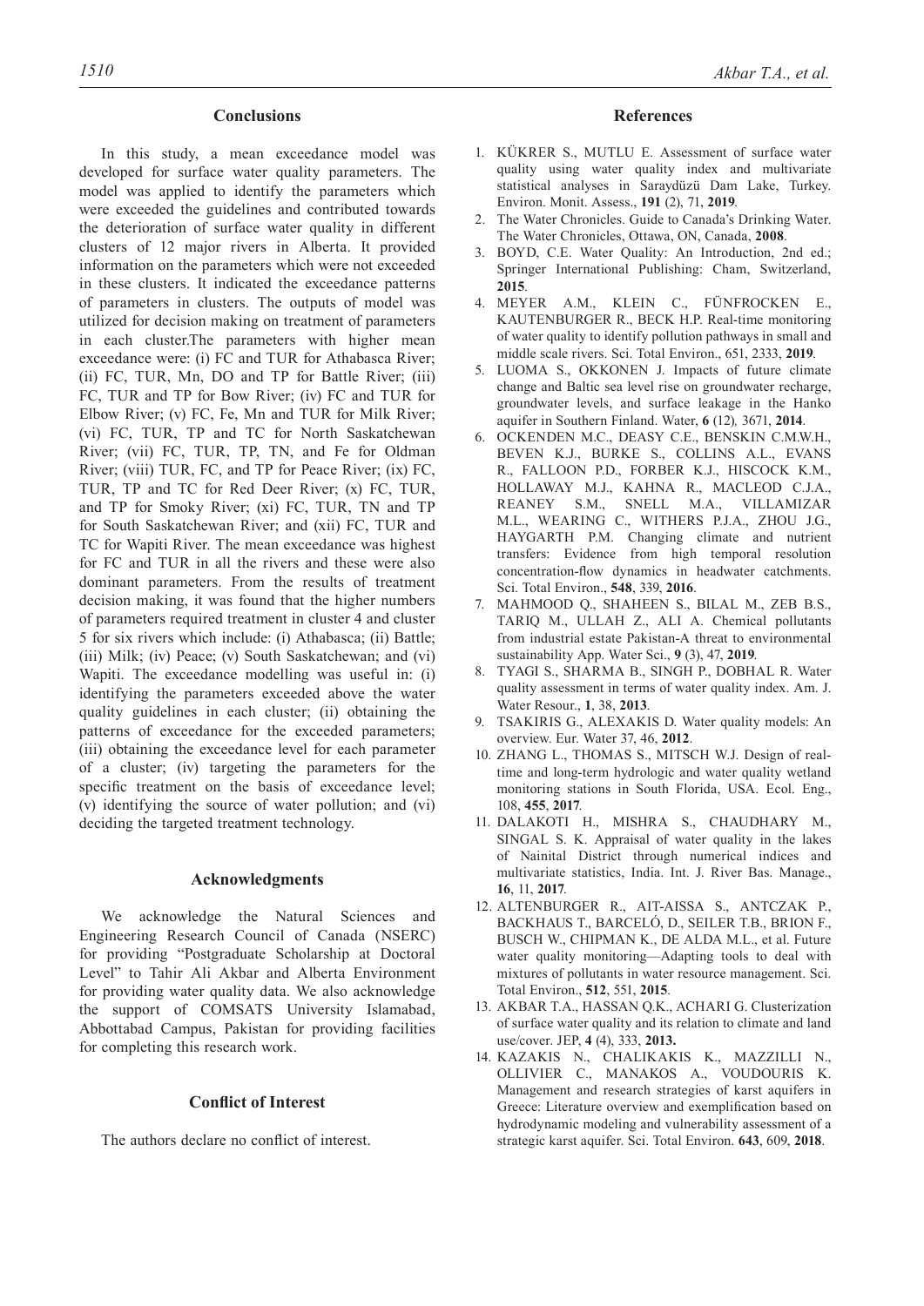## Conclusions

In this study, a mean exceedance model was developed for surface water quality parameters. The model was applied to identify the parameters which were exceeded the guidelines and contributed towards the deterioration of surface water quality in different clusters of 12 major rivers in Alberta. It provided information on the parameters which were not exceeded in these clusters. It indicated the exceedance patterns of parameters in clusters. The outputs of model was utilized for decision making on treatment of parameters in each cluster.The parameters with higher mean exceedance were: (i) FC and TUR for Athabasca River; (ii) FC, TUR, Mn, DO and TP for Battle River; (iii) FC, TUR and TP for Bow River; (iv) FC and TUR for Elbow River; (v) FC, Fe, Mn and TUR for Milk River; (vi) FC, TUR, TP and TC for North Saskatchewan River; (vii) FC, TUR, TP, TN, and Fe for Oldman River; (viii) TUR, FC, and TP for Peace River; (ix) FC, TUR, TP and TC for Red Deer River; (x) FC, TUR, and TP for Smoky River; (xi) FC, TUR, TN and TP for South Saskatchewan River; and (xii) FC, TUR and TC for Wapiti River. The mean exceedance was highest for FC and TUR in all the rivers and these were also dominant parameters. From the results of treatment decision making, it was found that the higher numbers of parameters required treatment in cluster 4 and cluster 5 for six rivers which include: (i) Athabasca; (ii) Battle; (iii) Milk; (iv) Peace; (v) South Saskatchewan; and (vi) Wapiti. The exceedance modelling was useful in: (i) identifying the parameters exceeded above the water quality guidelines in each cluster; (ii) obtaining the patterns of exceedance for the exceeded parameters; (iii) obtaining the exceedance level for each parameter of a cluster; (iv) targeting the parameters for the specific treatment on the basis of exceedance level; (v) identifying the source of water pollution; and (vi) deciding the targeted treatment technology.

## Acknowledgments

We acknowledge the Natural Sciences and Engineering Research Council of Canada (NSERC) for providing "Postgraduate Scholarship at Doctoral Level" to Tahir Ali Akbar and Alberta Environment for providing water quality data. We also acknowledge the support of COMSATS University Islamabad, Abbottabad Campus, Pakistan for providing facilities for completing this research work.

## Conflict of Interest

The authors declare no conflict of interest.

## References

1. KÜKRER S., MUTLU E. Assessment of surface water quality using water quality index and multivariate statistical analyses in Saraydüzü Dam Lake, Turkey. Environ. Monit. Assess., **191** (2), 71, **2019**.
2. The Water Chronicles. Guide to Canada's Drinking Water. The Water Chronicles, Ottawa, ON, Canada, **2008**.
3. BOYD, C.E. Water Quality: An Introduction, 2nd ed.; Springer International Publishing: Cham, Switzerland, **2015**.
4. MEYER A.M., KLEIN C., FÜNFROCKEN E., KAUTENBURGER R., BECK H.P. Real-time monitoring of water quality to identify pollution pathways in small and middle scale rivers. Sci. Total Environ., 651, 2333, **2019**.
5. LUOMA S., OKKONEN J. Impacts of future climate change and Baltic sea level rise on groundwater recharge, groundwater levels, and surface leakage in the Hanko aquifer in Southern Finland. Water, **6** (12), 3671, **2014**.
6. OCKENDEN M.C., DEASY C.E., BENSKIN C.M.W.H., BEVEN K.J., BURKE S., COLLINS A.L., EVANS R., FALLOON P.D., FORBER K.J., HISCOCK K.M., HOLLAWAY M.J., KAHNA R., MACLEOD C.J.A., REANEY S.M., SNELL M.A., VILLAMIZAR M.L., WEARING C., WITHERS P.J.A., ZHOU J.G., HAYGARTH P.M. Changing climate and nutrient transfers: Evidence from high temporal resolution concentration-flow dynamics in headwater catchments. Sci. Total Environ., **548**, 339, **2016**.
7. MAHMOOD Q., SHAHEEN S., BILAL M., ZEB B.S., TARIQ M., ULLAH Z., ALI A. Chemical pollutants from industrial estate Pakistan-A threat to environmental sustainability App. Water Sci., **9** (3), 47, **2019**.
8. TYAGI S., SHARMA B., SINGH P., DOBHAL R. Water quality assessment in terms of water quality index. Am. J. Water Resour., **1**, 38, **2013**.
9. TSAKIRIS G., ALEXAKIS D. Water quality models: An overview. Eur. Water 37, 46, **2012**.
10. ZHANG L., THOMAS S., MITSCH W.J. Design of real-time and long-term hydrologic and water quality wetland monitoring stations in South Florida, USA. Ecol. Eng., 108, **455**, **2017**.
11. DALAKOTI H., MISHRA S., CHAUDHARY M., SINGAL S. K. Appraisal of water quality in the lakes of Nainital District through numerical indices and multivariate statistics, India. Int. J. River Bas. Manage., **16**, 11, **2017**.
12. ALTENBURGER R., AIT-AISSA S., ANTCZAK P., BACKHAUS T., BARCELÓ, D., SEILER T.B., BRION F., BUSCH W., CHIPMAN K., DE ALDA M.L., et al. Future water quality monitoring—Adapting tools to deal with mixtures of pollutants in water resource management. Sci. Total Environ., **512**, 551, **2015**.
13. AKBAR T.A., HASSAN Q.K., ACHARI G. Clusterization of surface water quality and its relation to climate and land use/cover. JEP, **4** (4), 333, **2013.**
14. KAZAKIS N., CHALIKAKIS K., MAZZILLI N., OLLIVIER C., MANAKOS A., VOUDOURIS K. Management and research strategies of karst aquifers in Greece: Literature overview and exemplification based on hydrodynamic modeling and vulnerability assessment of a strategic karst aquifer. Sci. Total Environ. **643**, 609, **2018**.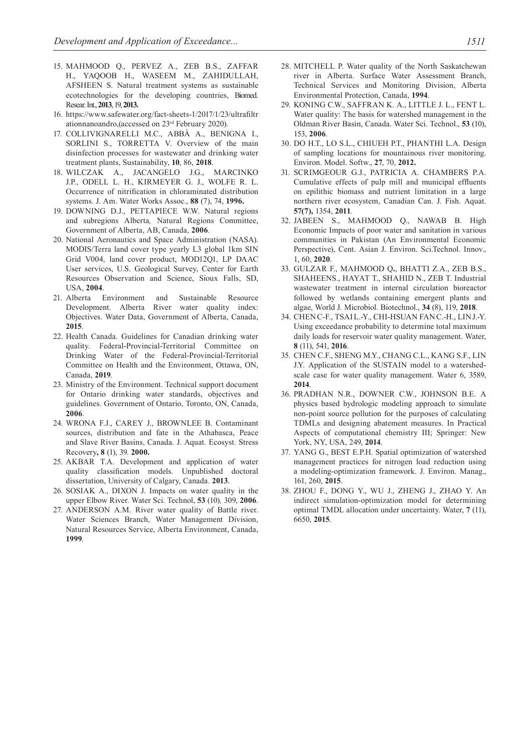15. MAHMOOD Q., PERVEZ A., ZEB B.S., ZAFFAR H., YAQOOB H., WASEEM M., ZAHIDULLAH, AFSHEEN S. Natural treatment systems as sustainable ecotechnologies for the developing countries, Biomed. Resear. Int., **2013**, 19, **2013.**
16. https://www.safewater.org/fact-sheets-1/2017/1/23/ultrafiltrationnanoandro,(accessed on 23rd February 2020).
17. COLLIVIGNARELLI M.C., ABBÀ A., BENIGNA I., SORLINI S., TORRETTA V. Overview of the main disinfection processes for wastewater and drinking water treatment plants, Sustainability, **10**, 86, **2018**.
18. WILCZAK A., JACANGELO J.G., MARCINKO J.P., ODELL L. H., KIRMEYER G. J., WOLFE R. L. Occurrence of nitrification in chloraminated distribution systems. J. Am. Water Works Assoc., **88** (7), 74, **1996.**
19. DOWNING D.J., PETTAPIECE W.W. Natural regions and subregions Alberta*,* Natural Regions Committee, Government of Alberta, AB, Canada, **2006**.
20. National Aeronautics and Space Administration (NASA). MODIS/Terra land cover type yearly L3 global 1km SIN Grid V004, land cover product, MOD12Q1, LP DAAC User services, U.S. Geological Survey, Center for Earth Resources Observation and Science, Sioux Falls, SD, USA, **2004**.
21. Alberta Environment and Sustainable Resource Development. Alberta River water quality index: Objectives. Water Data, Government of Alberta, Canada, **2015**.
22. Health Canada. Guidelines for Canadian drinking water quality. Federal-Provincial-Territorial Committee on Drinking Water of the Federal-Provincial-Territorial Committee on Health and the Environment, Ottawa, ON, Canada, **2019**.
23. Ministry of the Environment. Technical support document for Ontario drinking water standards, objectives and guidelines. Government of Ontario, Toronto, ON, Canada, **2006**.
24. WRONA F.J., CAREY J., BROWNLEE B. Contaminant sources, distribution and fate in the Athabasca, Peace and Slave River Basins, Canada. J. Aquat. Ecosyst. Stress Recovery**, 8** (1), 39. **2000.**
25. AKBAR T.A. Development and application of water quality classification models. Unpublished doctoral dissertation, University of Calgary, Canada. **2013**.
26. SOSIAK A., DIXON J. Impacts on water quality in the upper Elbow River. Water Sci. Technol, **53** (10)*,* 309, **2006**.
27. ANDERSON A.M. River water quality of Battle river. Water Sciences Branch, Water Management Division, Natural Resources Service, Alberta Environment, Canada, **1999**.
28. MITCHELL P. Water quality of the North Saskatchewan river in Alberta. Surface Water Assessment Branch, Technical Services and Monitoring Division, Alberta Environmental Protection, Canada, **1994**.
29. KONING C.W., SAFFRAN K. A., LITTLE J. L., FENT L. Water quality: The basis for watershed management in the Oldman River Basin, Canada. Water Sci. Technol., **53** (10), 153, **2006**.
30. DO H.T., LO S.L., CHIUEH P.T., PHANTHI L.A. Design of sampling locations for mountainous river monitoring. Environ. Model. Softw., **27**, 70, **2012.**
31. SCRIMGEOUR G.J., PATRICIA A. CHAMBERS P.A. Cumulative effects of pulp mill and municipal effluents on epilithic biomass and nutrient limitation in a large northern river ecosystem, Canadian Can. J. Fish. Aquat. **57(7),** 1354, **2011**.
32. JABEEN S., MAHMOOD Q., NAWAB B. High Economic Impacts of poor water and sanitation in various communities in Pakistan (An Environmental Economic Perspective), Cent. Asian J. Environ. Sci.Technol. Innov., 1, 60, **2020**.
33. GULZAR F., MAHMOOD Q**.**, BHATTI Z.A., ZEB B.S., SHAHEENS., HAYAT T., SHAHID N., ZEB T. Industrial wastewater treatment in internal circulation bioreactor followed by wetlands containing emergent plants and algae, World J. Microbiol. Biotechnol., **34** (8), 119, **2018**.
34. CHEN C-F., TSAI L.-Y., CHI-HSUAN FAN C.-H., LIN J.-Y. Using exceedance probability to determine total maximum daily loads for reservoir water quality management. Water, **8** (11), 541, **2016**.
35. CHEN C.F., SHENG M.Y., CHANG C.L., KANG S.F., LIN J.Y. Application of the SUSTAIN model to a watershed-scale case for water quality management. Water 6, 3589, **2014**.
36. PRADHAN N.R., DOWNER C.W., JOHNSON B.E. A physics based hydrologic modeling approach to simulate non-point source pollution for the purposes of calculating TDMLs and designing abatement measures. In Practical Aspects of computational chemistry III; Springer: New York, NY, USA, 249, **2014**.
37. YANG G., BEST E.P.H. Spatial optimization of watershed management practices for nitrogen load reduction using a modeling-optimization framework. J. Environ. Manag., 161, 260, **2015**.
38. ZHOU F., DONG Y., WU J., ZHENG J., ZHAO Y. An indirect simulation-optimization model for determining optimal TMDL allocation under uncertainty. Water, **7** (11), 6650, **2015**.